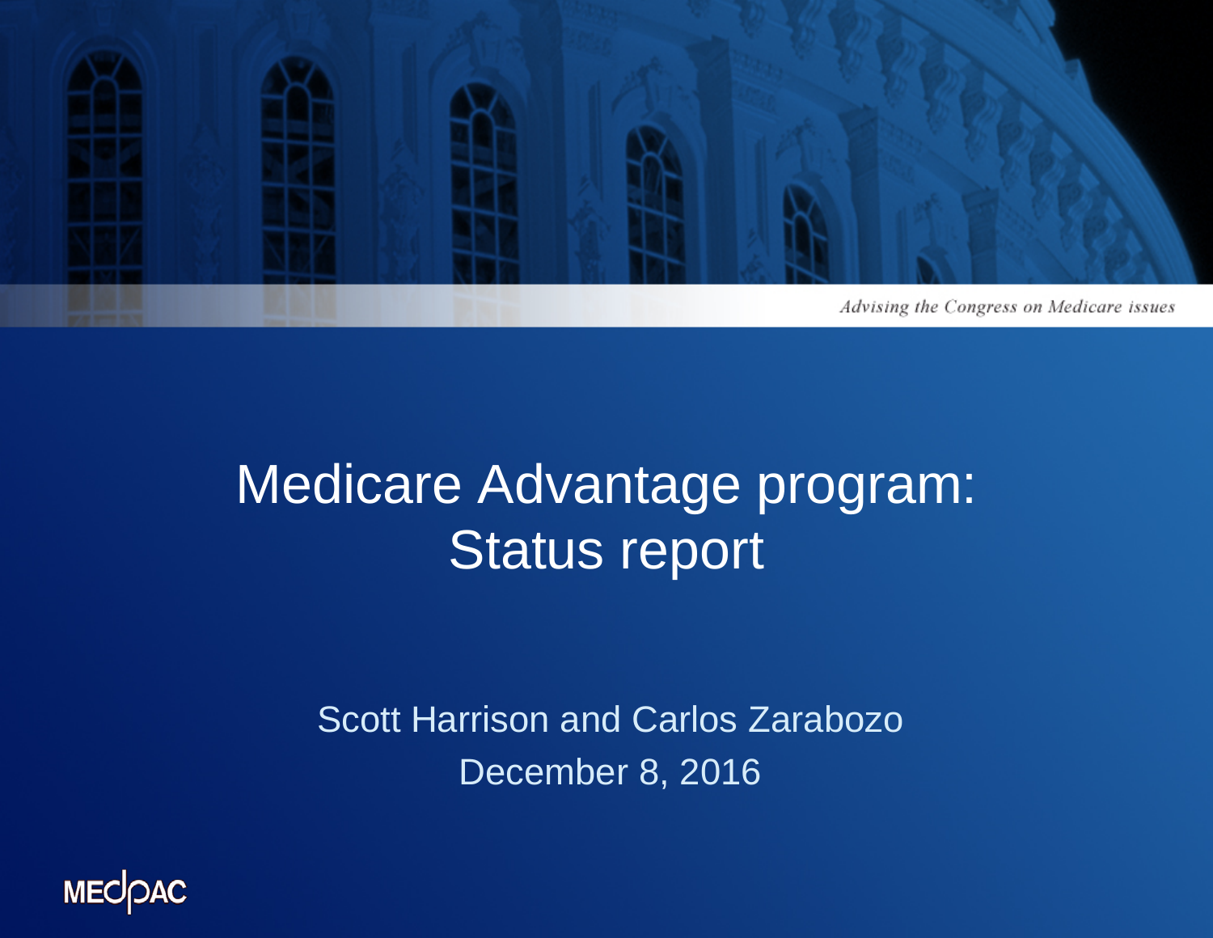*Advising the Congress on Medicare issues*

# Medicare Advantage program: Status report

Scott Harrison and Carlos Zarabozo

December 8, 2016

MEDPAC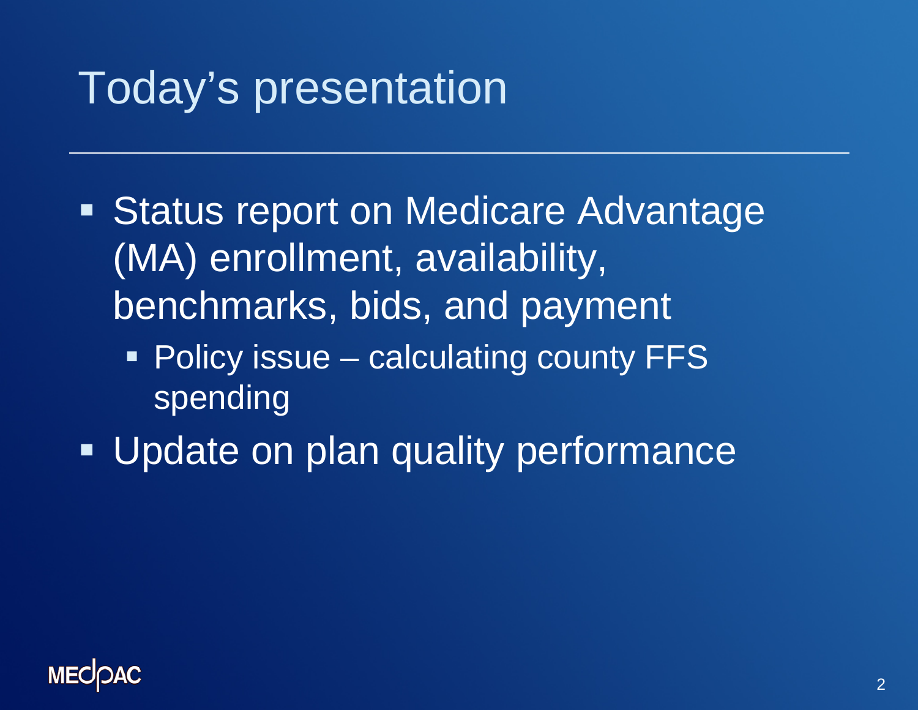# Today's presentation

- Status report on Medicare Advantage (MA) enrollment, availability, benchmarks, bids, and payment
  - Policy issue – calculating county FFS spending
- Update on plan quality performance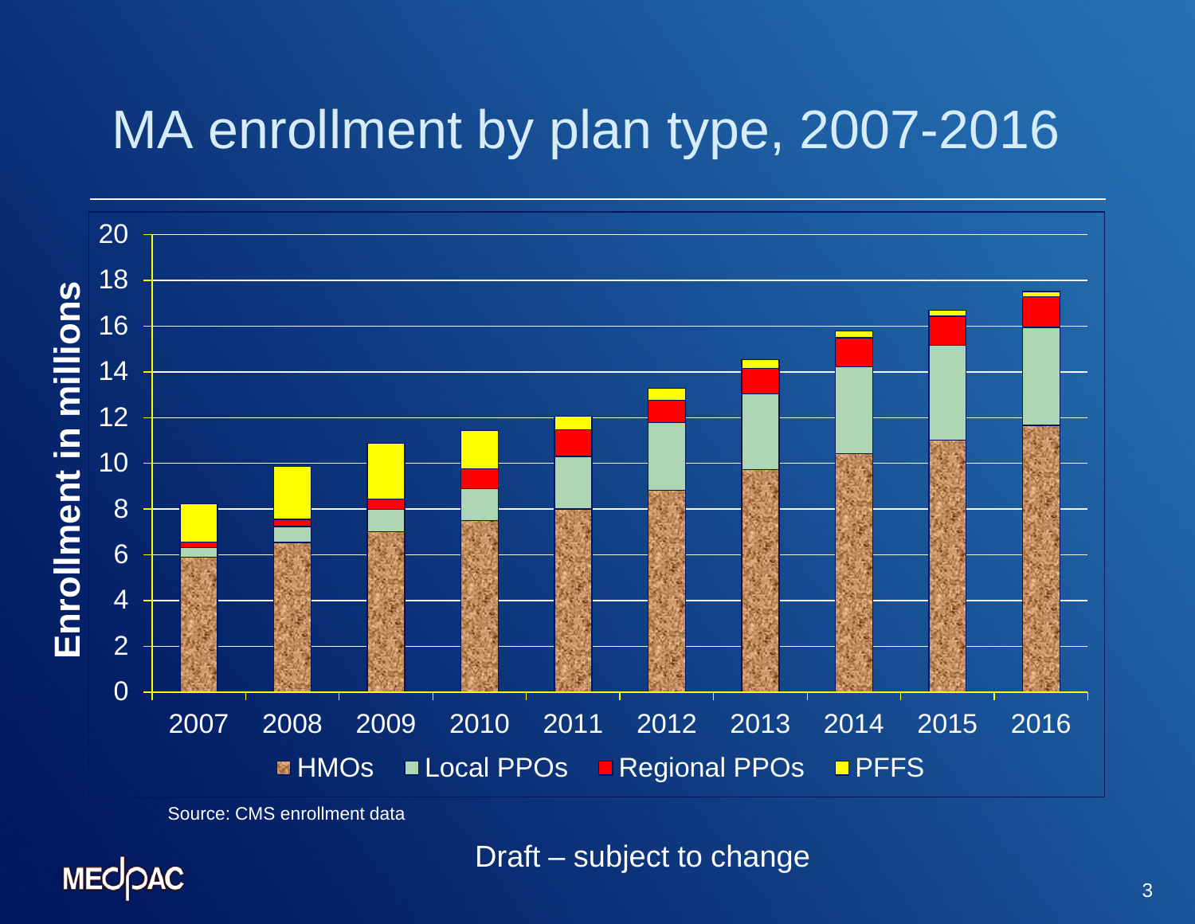# MA enrollment by plan type, 2007-2016

Source: CMS enrollment data

Draft – subject to change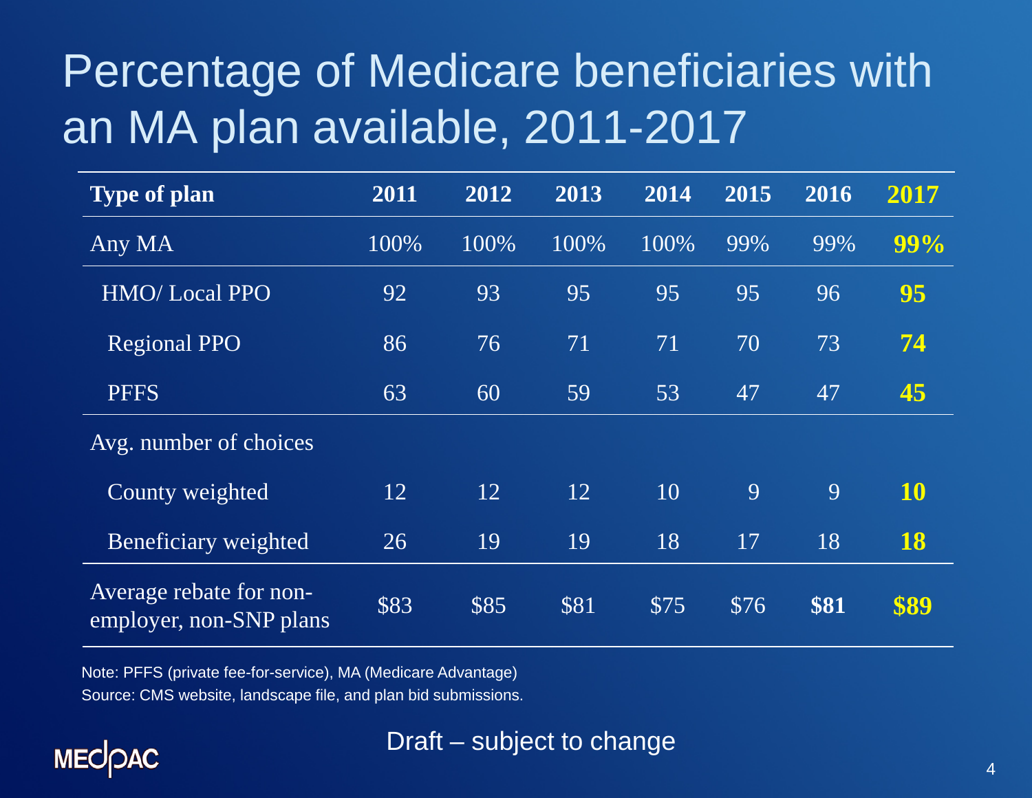# Percentage of Medicare beneficiaries with an MA plan available, 2011-2017

| Type of plan | 2011 | 2012 | 2013 | 2014 | 2015 | 2016 | 2017 |
|---|---|---|---|---|---|---|---|
| Any MA | 100% | 100% | 100% | 100% | 99% | 99% | **99%** |
| HMO/ Local PPO | 92 | 93 | 95 | 95 | 95 | 96 | **95** |
| Regional PPO | 86 | 76 | 71 | 71 | 70 | 73 | **74** |
| PFFS | 63 | 60 | 59 | 53 | 47 | 47 | **45** |
| Avg. number of choices | | | | | | | |
| County weighted | 12 | 12 | 12 | 10 | 9 | 9 | **10** |
| Beneficiary weighted | 26 | 19 | 19 | 18 | 17 | 18 | **18** |
| Average rebate for non-employer, non-SNP plans | $83 | $85 | $81 | $75 | $76 | **$81** | **$89** |

Note: PFFS (private fee-for-service), MA (Medicare Advantage)
Source: CMS website, landscape file, and plan bid submissions.

Draft – subject to change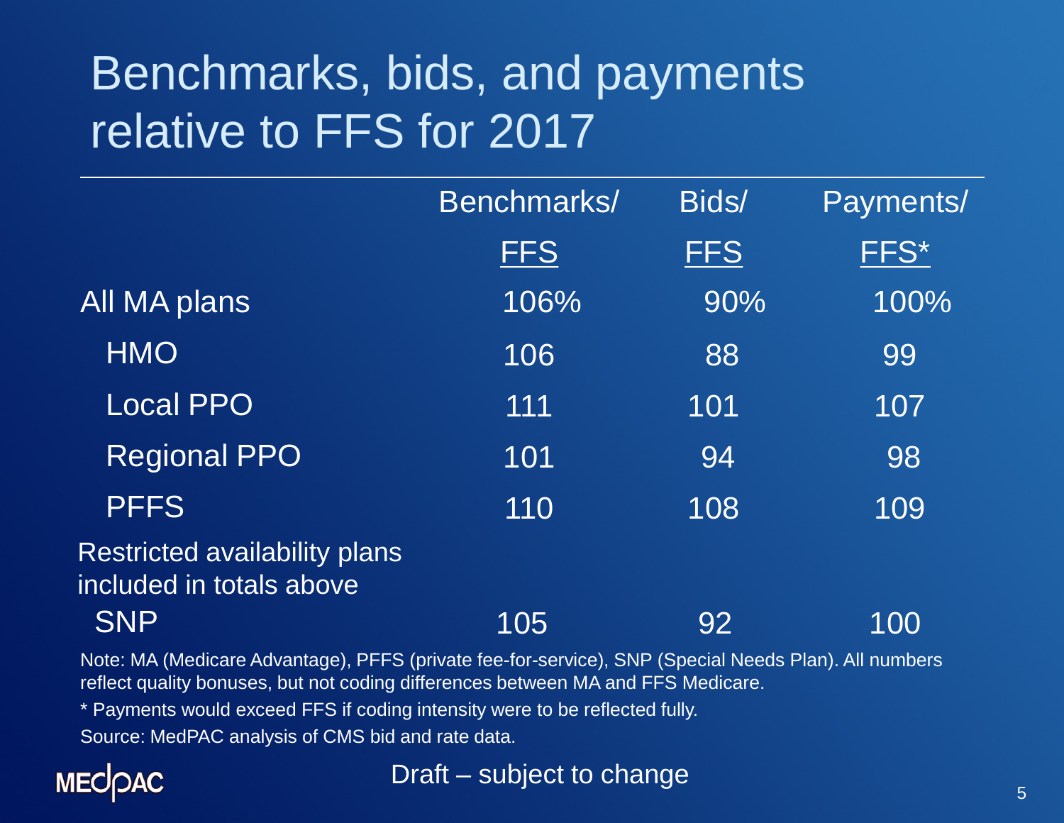# Benchmarks, bids, and payments relative to FFS for 2017

| | Benchmarks/ FFS | Bids/ FFS | Payments/ FFS* |
|---|---|---|---|
| All MA plans | 106% | 90% | 100% |
| HMO | 106 | 88 | 99 |
| Local PPO | 111 | 101 | 107 |
| Regional PPO | 101 | 94 | 98 |
| PFFS | 110 | 108 | 109 |
| Restricted availability plans included in totals above | | | |
| SNP | 105 | 92 | 100 |

Note: MA (Medicare Advantage), PFFS (private fee-for-service), SNP (Special Needs Plan). All numbers reflect quality bonuses, but not coding differences between MA and FFS Medicare.

* Payments would exceed FFS if coding intensity were to be reflected fully.

Source: MedPAC analysis of CMS bid and rate data.

Draft – subject to change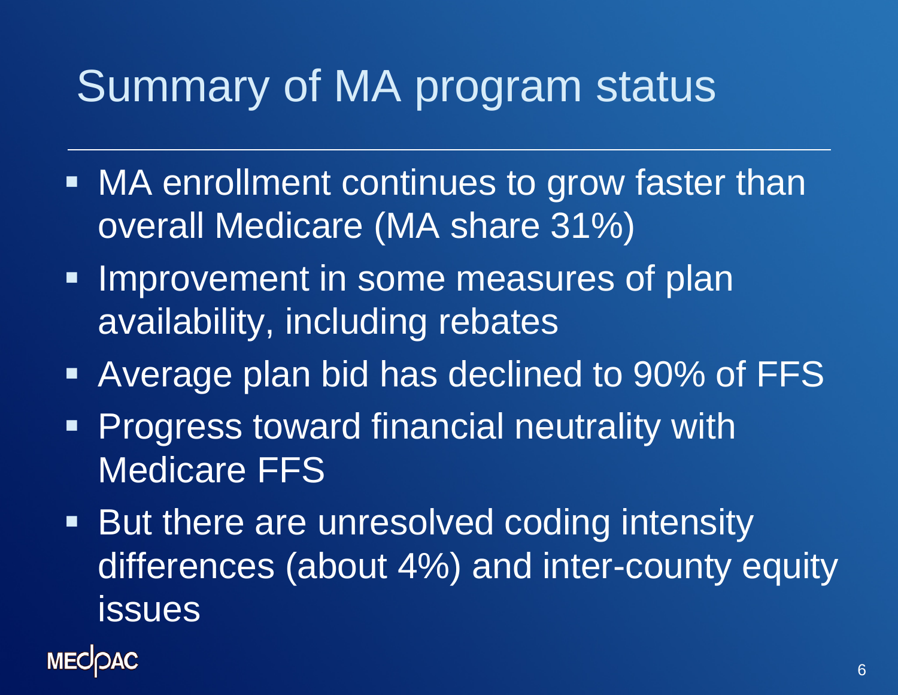# Summary of MA program status

- MA enrollment continues to grow faster than overall Medicare (MA share 31%)
- Improvement in some measures of plan availability, including rebates
- Average plan bid has declined to 90% of FFS
- Progress toward financial neutrality with Medicare FFS
- But there are unresolved coding intensity differences (about 4%) and inter-county equity issues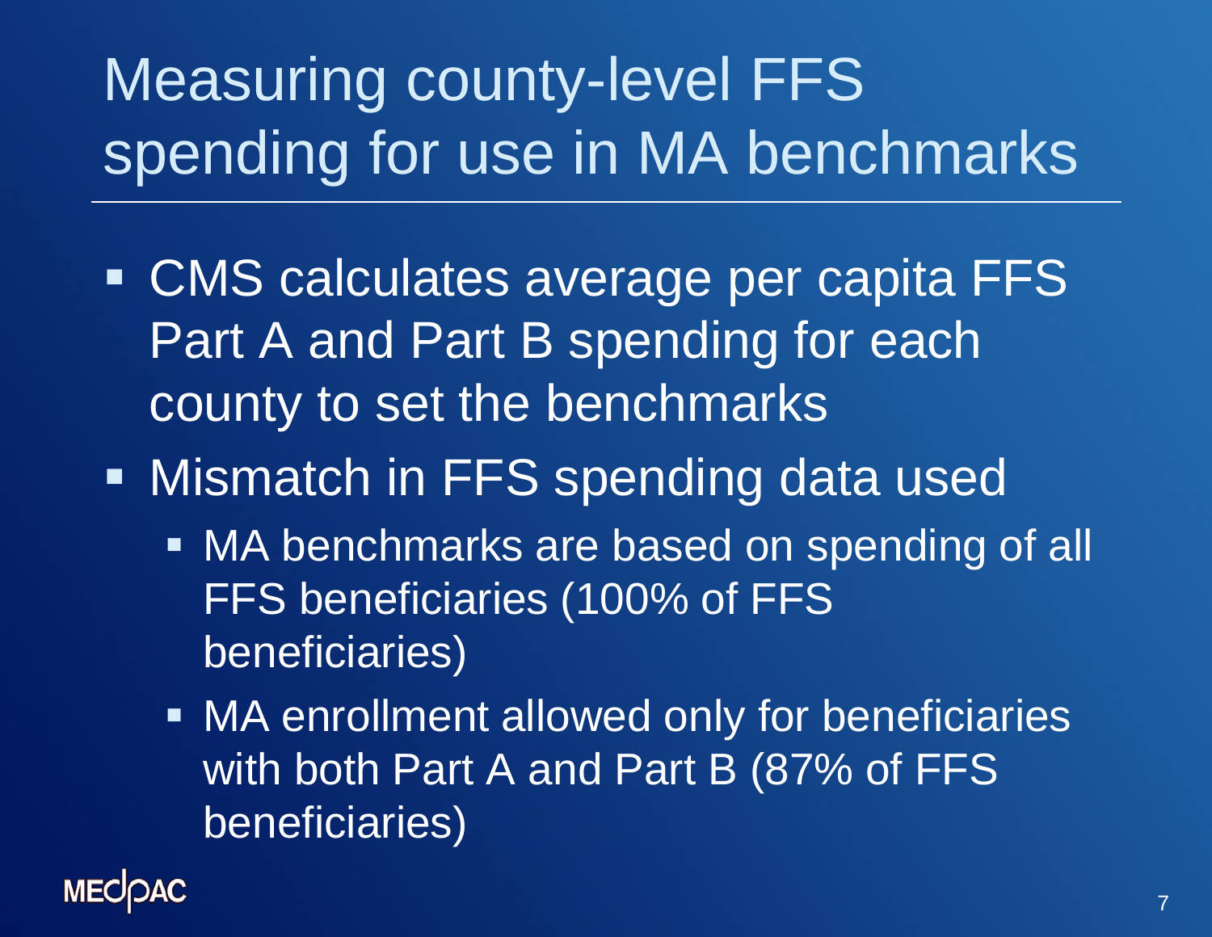# Measuring county-level FFS spending for use in MA benchmarks

- CMS calculates average per capita FFS Part A and Part B spending for each county to set the benchmarks
- Mismatch in FFS spending data used
  - MA benchmarks are based on spending of all FFS beneficiaries (100% of FFS beneficiaries)
  - MA enrollment allowed only for beneficiaries with both Part A and Part B (87% of FFS beneficiaries)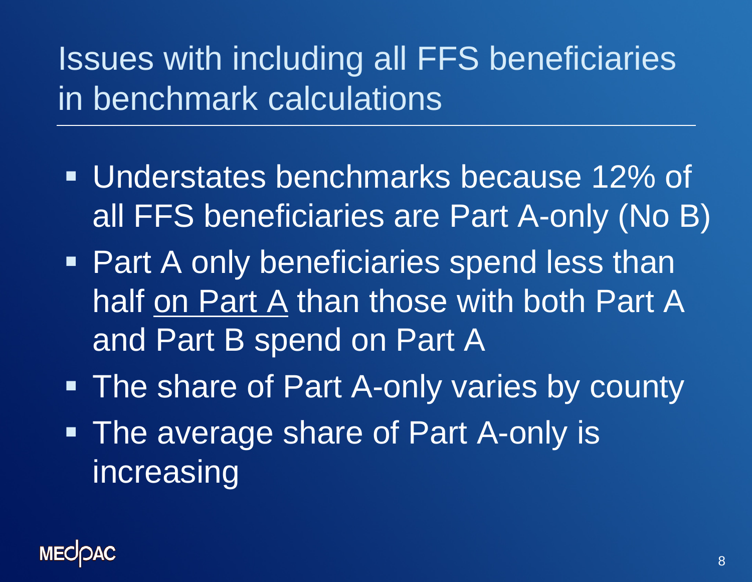# Issues with including all FFS beneficiaries in benchmark calculations

- Understates benchmarks because 12% of all FFS beneficiaries are Part A-only (No B)
- Part A only beneficiaries spend less than half <u>on Part A</u> than those with both Part A and Part B spend on Part A
- The share of Part A-only varies by county
- The average share of Part A-only is increasing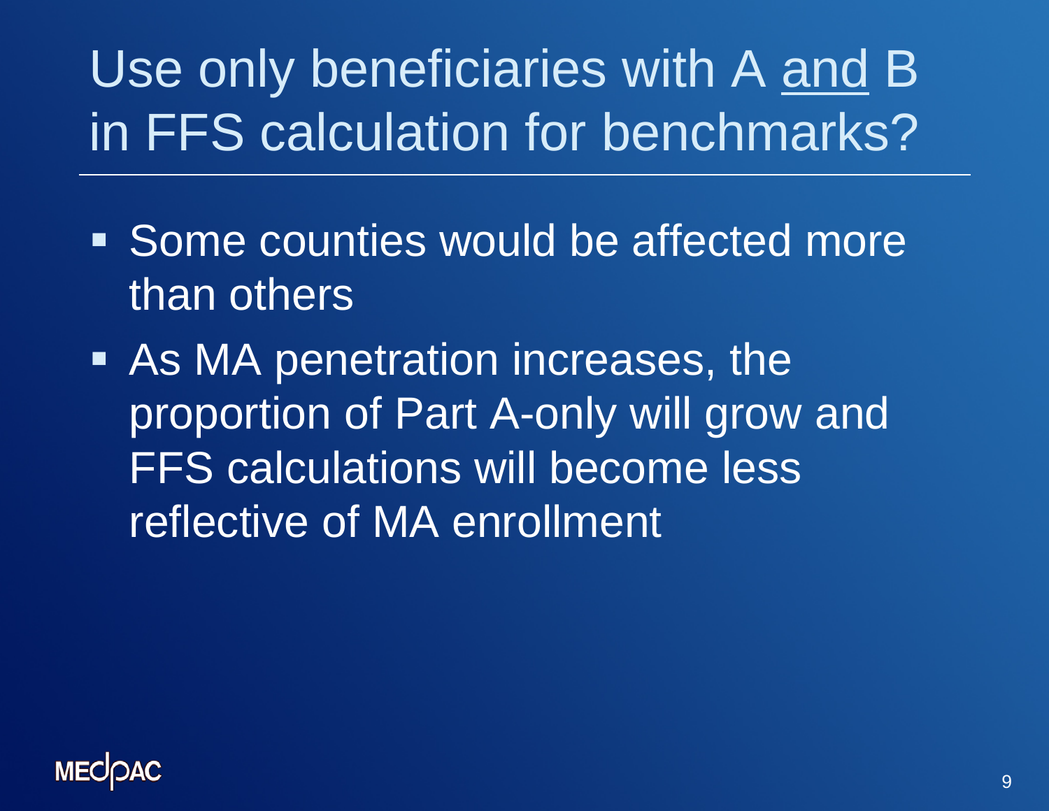# Use only beneficiaries with A <u>and</u> B in FFS calculation for benchmarks?

- Some counties would be affected more than others
- As MA penetration increases, the proportion of Part A-only will grow and FFS calculations will become less reflective of MA enrollment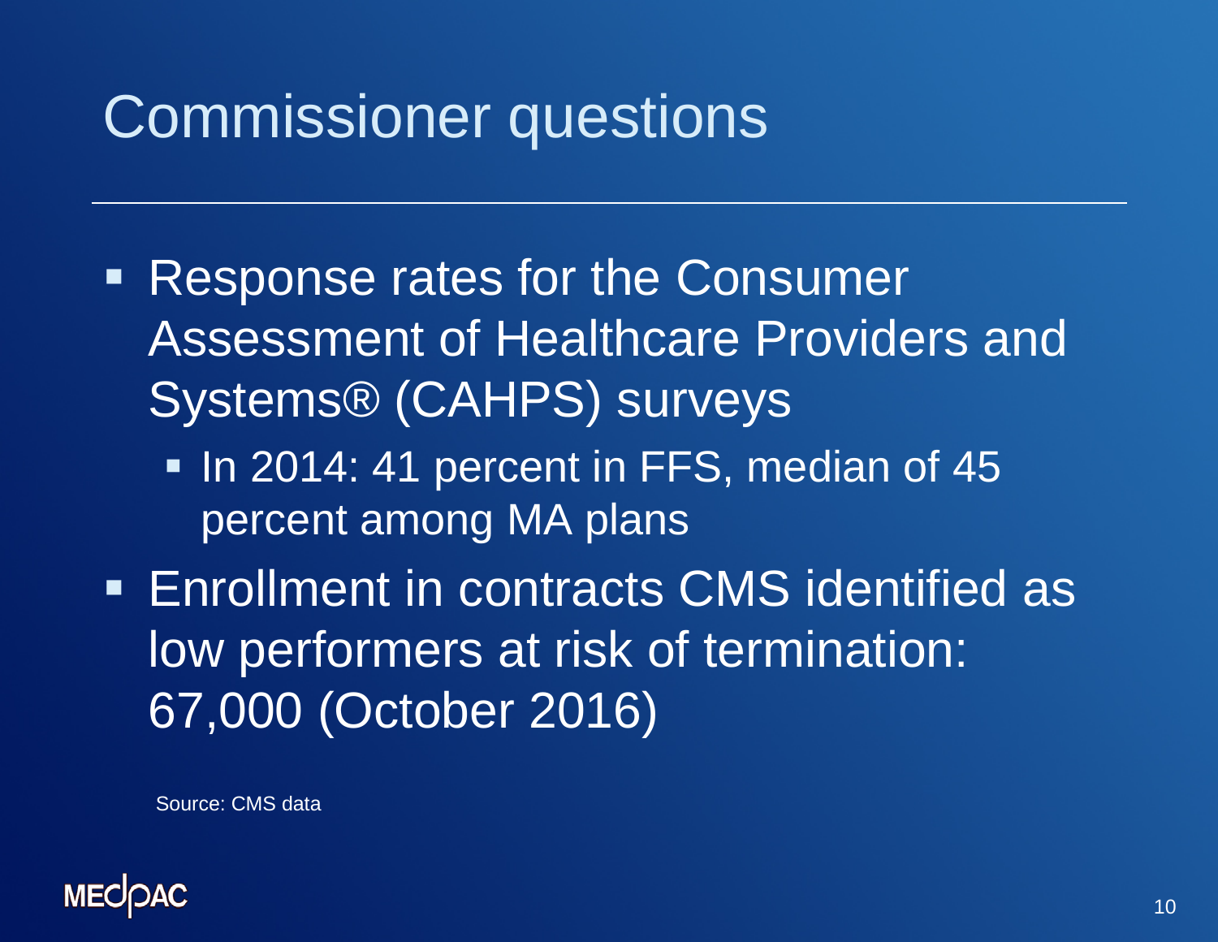# Commissioner questions

- Response rates for the Consumer Assessment of Healthcare Providers and Systems® (CAHPS) surveys
  - In 2014: 41 percent in FFS, median of 45 percent among MA plans
- Enrollment in contracts CMS identified as low performers at risk of termination: 67,000 (October 2016)

Source: CMS data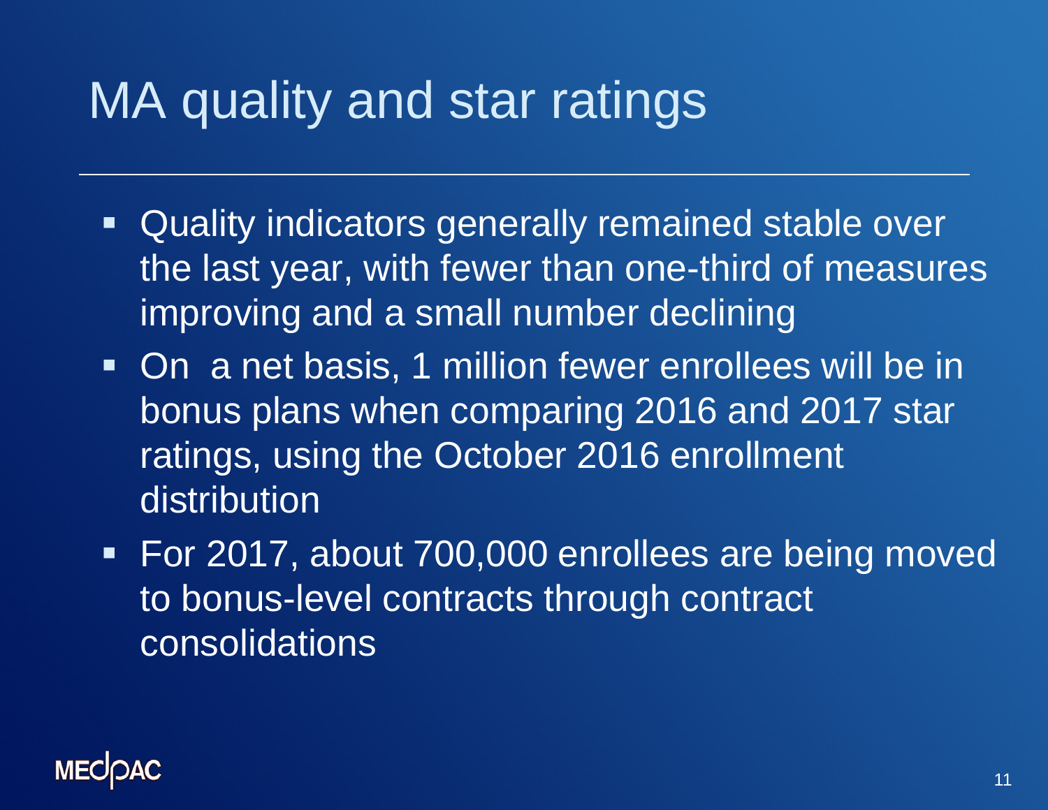# MA quality and star ratings

- Quality indicators generally remained stable over the last year, with fewer than one-third of measures improving and a small number declining
- On a net basis, 1 million fewer enrollees will be in bonus plans when comparing 2016 and 2017 star ratings, using the October 2016 enrollment distribution
- For 2017, about 700,000 enrollees are being moved to bonus-level contracts through contract consolidations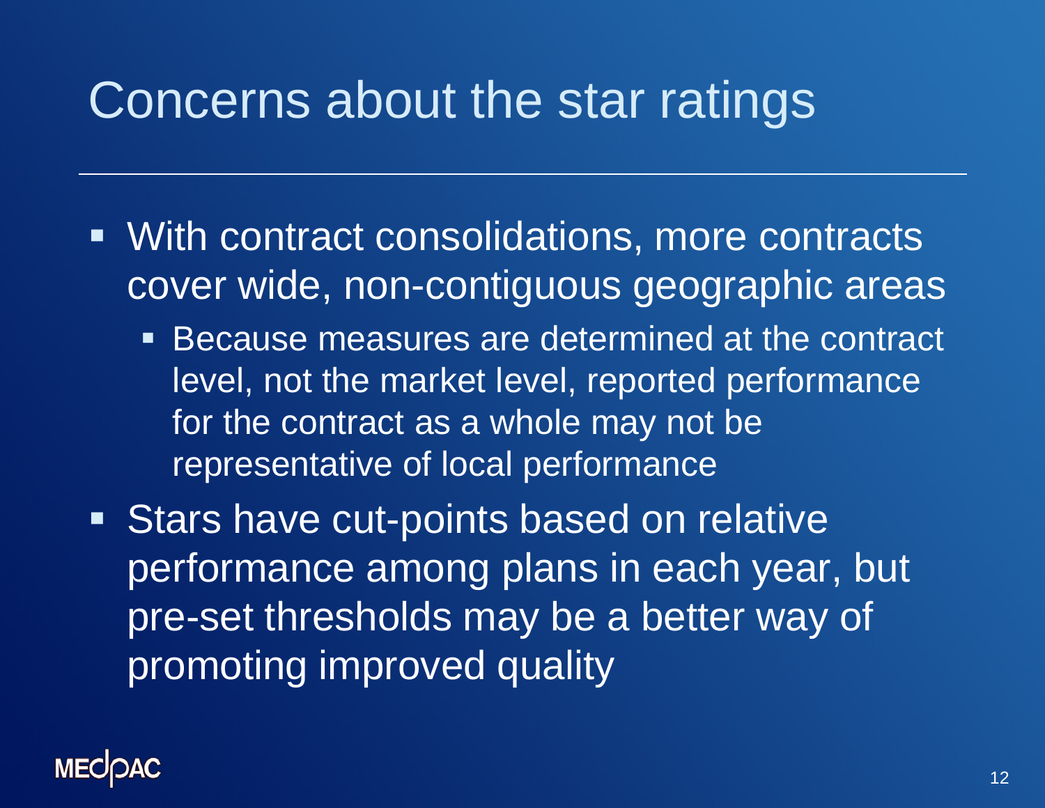# Concerns about the star ratings

- With contract consolidations, more contracts cover wide, non-contiguous geographic areas
  - Because measures are determined at the contract level, not the market level, reported performance for the contract as a whole may not be representative of local performance
- Stars have cut-points based on relative performance among plans in each year, but pre-set thresholds may be a better way of promoting improved quality